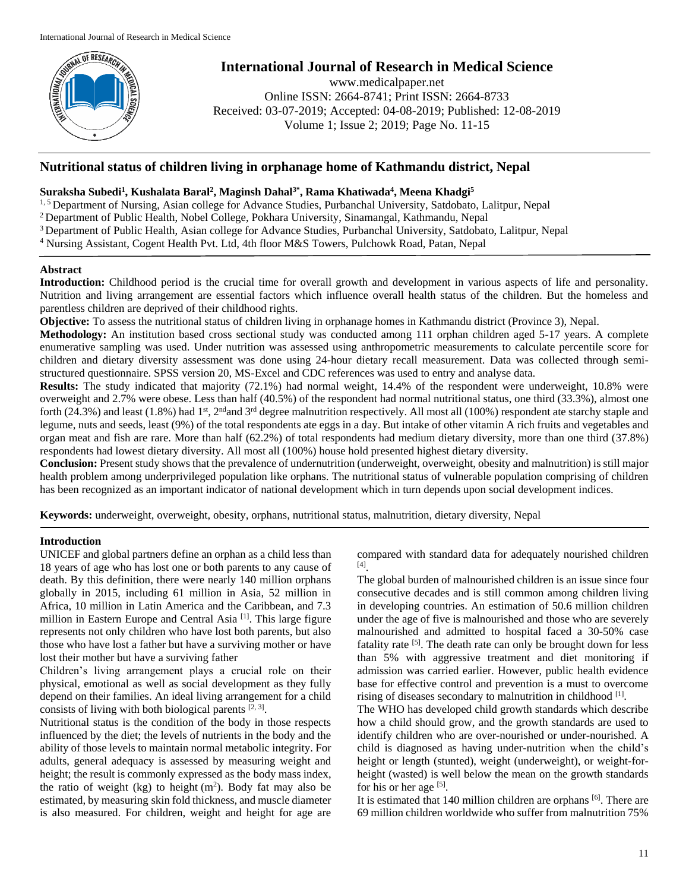# Nutritional status of children living in orphanage home of Kathmandu district, Nepal

**Suraksha Subedi[1], Kushalata Baral[2], Maginsh Dahal[3*], Rama Khatiwada[4], Meena Khadgi[5]**

[1, 5] Department of Nursing, Asian college for Advance Studies, Purbanchal University, Satdobato, Lalitpur, Nepal
[2] Department of Public Health, Nobel College, Pokhara University, Sinamangal, Kathmandu, Nepal
[3] Department of Public Health, Asian college for Advance Studies, Purbanchal University, Satdobato, Lalitpur, Nepal
[4] Nursing Assistant, Cogent Health Pvt. Ltd, 4th floor M&S Towers, Pulchowk Road, Patan, Nepal

## Abstract

**Introduction:** Childhood period is the crucial time for overall growth and development in various aspects of life and personality. Nutrition and living arrangement are essential factors which influence overall health status of the children. But the homeless and parentless children are deprived of their childhood rights.

**Objective:** To assess the nutritional status of children living in orphanage homes in Kathmandu district (Province 3), Nepal.

**Methodology:** An institution based cross sectional study was conducted among 111 orphan children aged 5-17 years. A complete enumerative sampling was used. Under nutrition was assessed using anthropometric measurements to calculate percentile score for children and dietary diversity assessment was done using 24-hour dietary recall measurement. Data was collected through semi-structured questionnaire. SPSS version 20, MS-Excel and CDC references was used to entry and analyse data.

**Results:** The study indicated that majority (72.1%) had normal weight, 14.4% of the respondent were underweight, 10.8% were overweight and 2.7% were obese. Less than half (40.5%) of the respondent had normal nutritional status, one third (33.3%), almost one forth (24.3%) and least (1.8%) had 1st, 2nd and 3rd degree malnutrition respectively. All most all (100%) respondent ate starchy staple and legume, nuts and seeds, least (9%) of the total respondents ate eggs in a day. But intake of other vitamin A rich fruits and vegetables and organ meat and fish are rare. More than half (62.2%) of total respondents had medium dietary diversity, more than one third (37.8%) respondents had lowest dietary diversity. All most all (100%) house hold presented highest dietary diversity.

**Conclusion:** Present study shows that the prevalence of undernutrition (underweight, overweight, obesity and malnutrition) is still major health problem among underprivileged population like orphans. The nutritional status of vulnerable population comprising of children has been recognized as an important indicator of national development which in turn depends upon social development indices.

**Keywords:** underweight, overweight, obesity, orphans, nutritional status, malnutrition, dietary diversity, Nepal

## Introduction

UNICEF and global partners define an orphan as a child less than 18 years of age who has lost one or both parents to any cause of death. By this definition, there were nearly 140 million orphans globally in 2015, including 61 million in Asia, 52 million in Africa, 10 million in Latin America and the Caribbean, and 7.3 million in Eastern Europe and Central Asia [1]. This large figure represents not only children who have lost both parents, but also those who have lost a father but have a surviving mother or have lost their mother but have a surviving father

Children's living arrangement plays a crucial role on their physical, emotional as well as social development as they fully depend on their families. An ideal living arrangement for a child consists of living with both biological parents [2, 3].

Nutritional status is the condition of the body in those respects influenced by the diet; the levels of nutrients in the body and the ability of those levels to maintain normal metabolic integrity. For adults, general adequacy is assessed by measuring weight and height; the result is commonly expressed as the body mass index, the ratio of weight (kg) to height ($m^2$). Body fat may also be estimated, by measuring skin fold thickness, and muscle diameter is also measured. For children, weight and height for age are compared with standard data for adequately nourished children [4].

The global burden of malnourished children is an issue since four consecutive decades and is still common among children living in developing countries. An estimation of 50.6 million children under the age of five is malnourished and those who are severely malnourished and admitted to hospital faced a 30-50% case fatality rate [5]. The death rate can only be brought down for less than 5% with aggressive treatment and diet monitoring if admission was carried earlier. However, public health evidence base for effective control and prevention is a must to overcome rising of diseases secondary to malnutrition in childhood [1].

The WHO has developed child growth standards which describe how a child should grow, and the growth standards are used to identify children who are over-nourished or under-nourished. A child is diagnosed as having under-nutrition when the child's height or length (stunted), weight (underweight), or weight-for-height (wasted) is well below the mean on the growth standards for his or her age [5].

It is estimated that 140 million children are orphans [6]. There are 69 million children worldwide who suffer from malnutrition 75%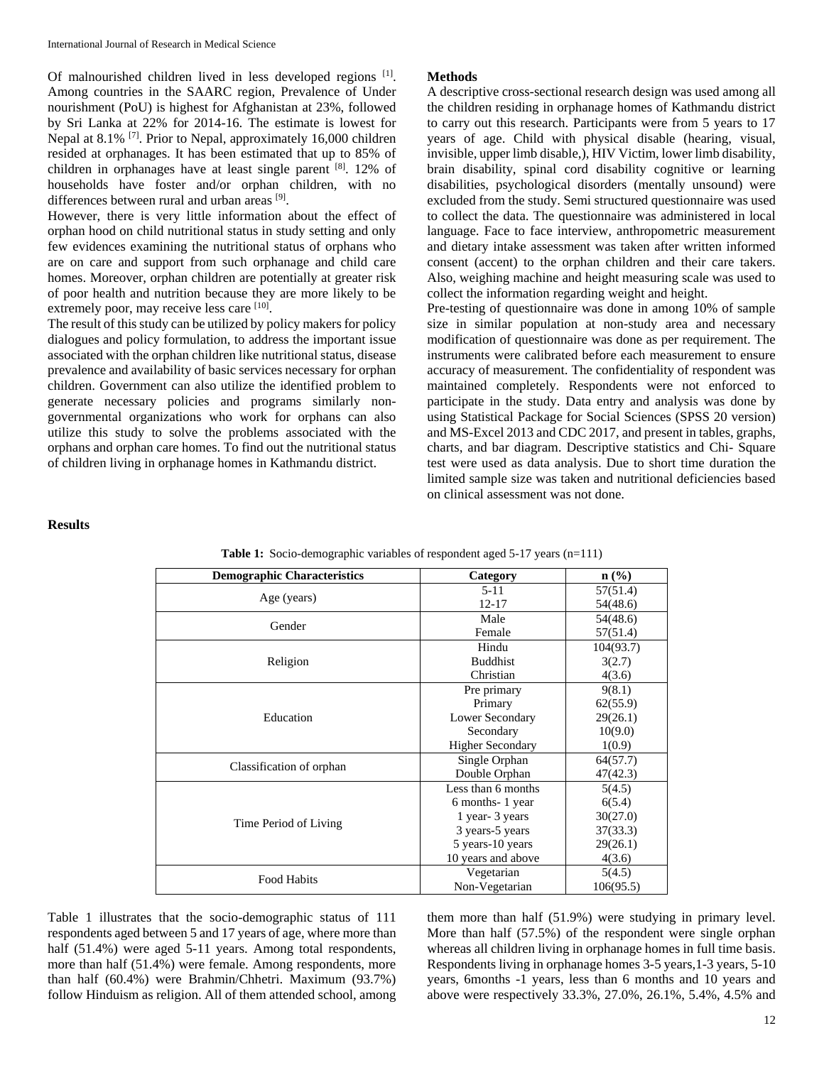Of malnourished children lived in less developed regions [1]. Among countries in the SAARC region, Prevalence of Under nourishment (PoU) is highest for Afghanistan at 23%, followed by Sri Lanka at 22% for 2014-16. The estimate is lowest for Nepal at 8.1% [7]. Prior to Nepal, approximately 16,000 children resided at orphanages. It has been estimated that up to 85% of children in orphanages have at least single parent [8]. 12% of households have foster and/or orphan children, with no differences between rural and urban areas [9].

However, there is very little information about the effect of orphan hood on child nutritional status in study setting and only few evidences examining the nutritional status of orphans who are on care and support from such orphanage and child care homes. Moreover, orphan children are potentially at greater risk of poor health and nutrition because they are more likely to be extremely poor, may receive less care [10].

The result of this study can be utilized by policy makers for policy dialogues and policy formulation, to address the important issue associated with the orphan children like nutritional status, disease prevalence and availability of basic services necessary for orphan children. Government can also utilize the identified problem to generate necessary policies and programs similarly non-governmental organizations who work for orphans can also utilize this study to solve the problems associated with the orphans and orphan care homes. To find out the nutritional status of children living in orphanage homes in Kathmandu district.

**Methods**

A descriptive cross-sectional research design was used among all the children residing in orphanage homes of Kathmandu district to carry out this research. Participants were from 5 years to 17 years of age. Child with physical disable (hearing, visual, invisible, upper limb disable,), HIV Victim, lower limb disability, brain disability, spinal cord disability cognitive or learning disabilities, psychological disorders (mentally unsound) were excluded from the study. Semi structured questionnaire was used to collect the data. The questionnaire was administered in local language. Face to face interview, anthropometric measurement and dietary intake assessment was taken after written informed consent (accent) to the orphan children and their care takers. Also, weighing machine and height measuring scale was used to collect the information regarding weight and height.

Pre-testing of questionnaire was done in among 10% of sample size in similar population at non-study area and necessary modification of questionnaire was done as per requirement. The instruments were calibrated before each measurement to ensure accuracy of measurement. The confidentiality of respondent was maintained completely. Respondents were not enforced to participate in the study. Data entry and analysis was done by using Statistical Package for Social Sciences (SPSS 20 version) and MS-Excel 2013 and CDC 2017, and present in tables, graphs, charts, and bar diagram. Descriptive statistics and Chi- Square test were used as data analysis. Due to short time duration the limited sample size was taken and nutritional deficiencies based on clinical assessment was not done.

**Results**

**Table 1:** Socio-demographic variables of respondent aged 5-17 years (n=111)

| Demographic Characteristics | Category | n (%) |
|---|---|---|
| Age (years) | 5-11 | 57(51.4) |
| | 12-17 | 54(48.6) |
| Gender | Male | 54(48.6) |
| | Female | 57(51.4) |
| Religion | Hindu | 104(93.7) |
| | Buddhist | 3(2.7) |
| | Christian | 4(3.6) |
| Education | Pre primary | 9(8.1) |
| | Primary | 62(55.9) |
| | Lower Secondary | 29(26.1) |
| | Secondary | 10(9.0) |
| | Higher Secondary | 1(0.9) |
| Classification of orphan | Single Orphan | 64(57.7) |
| | Double Orphan | 47(42.3) |
| Time Period of Living | Less than 6 months | 5(4.5) |
| | 6 months- 1 year | 6(5.4) |
| | 1 year- 3 years | 30(27.0) |
| | 3 years-5 years | 37(33.3) |
| | 5 years-10 years | 29(26.1) |
| | 10 years and above | 4(3.6) |
| Food Habits | Vegetarian | 5(4.5) |
| | Non-Vegetarian | 106(95.5) |

Table 1 illustrates that the socio-demographic status of 111 respondents aged between 5 and 17 years of age, where more than half (51.4%) were aged 5-11 years. Among total respondents, more than half (51.4%) were female. Among respondents, more than half (60.4%) were Brahmin/Chhetri. Maximum (93.7%) follow Hinduism as religion. All of them attended school, among them more than half (51.9%) were studying in primary level. More than half (57.5%) of the respondent were single orphan whereas all children living in orphanage homes in full time basis. Respondents living in orphanage homes 3-5 years,1-3 years, 5-10 years, 6months -1 years, less than 6 months and 10 years and above were respectively 33.3%, 27.0%, 26.1%, 5.4%, 4.5% and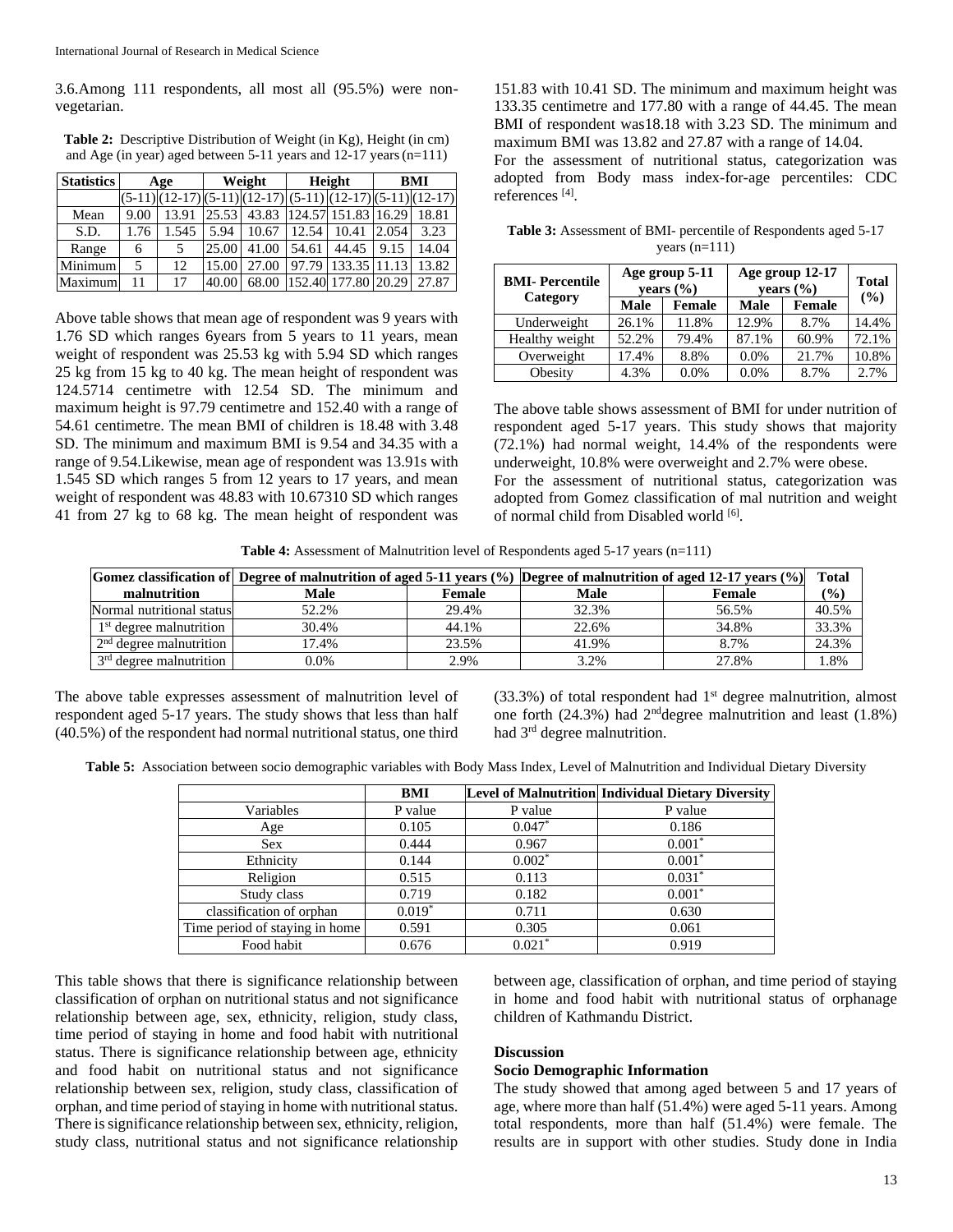3.6.Among 111 respondents, all most all (95.5%) were non-vegetarian.

**Table 2:** Descriptive Distribution of Weight (in Kg), Height (in cm) and Age (in year) aged between 5-11 years and 12-17 years (n=111)

| Statistics | Age | | Weight | | Height | | BMI | |
|---|---|---|---|---|---|---|---|---|
| | (5-11) | (12-17) | (5-11) | (12-17) | (5-11) | (12-17) | (5-11) | (12-17) |
| Mean | 9.00 | 13.91 | 25.53 | 43.83 | 124.57 | 151.83 | 16.29 | 18.81 |
| S.D. | 1.76 | 1.545 | 5.94 | 10.67 | 12.54 | 10.41 | 2.054 | 3.23 |
| Range | 6 | 5 | 25.00 | 41.00 | 54.61 | 44.45 | 9.15 | 14.04 |
| Minimum | 5 | 12 | 15.00 | 27.00 | 97.79 | 133.35 | 11.13 | 13.82 |
| Maximum | 11 | 17 | 40.00 | 68.00 | 152.40 | 177.80 | 20.29 | 27.87 |

Above table shows that mean age of respondent was 9 years with 1.76 SD which ranges 6years from 5 years to 11 years, mean weight of respondent was 25.53 kg with 5.94 SD which ranges 25 kg from 15 kg to 40 kg. The mean height of respondent was 124.5714 centimetre with 12.54 SD. The minimum and maximum height is 97.79 centimetre and 152.40 with a range of 54.61 centimetre. The mean BMI of children is 18.48 with 3.48 SD. The minimum and maximum BMI is 9.54 and 34.35 with a range of 9.54.Likewise, mean age of respondent was 13.91s with 1.545 SD which ranges 5 from 12 years to 17 years, and mean weight of respondent was 48.83 with 10.67310 SD which ranges 41 from 27 kg to 68 kg. The mean height of respondent was 151.83 with 10.41 SD. The minimum and maximum height was 133.35 centimetre and 177.80 with a range of 44.45. The mean BMI of respondent was18.18 with 3.23 SD. The minimum and maximum BMI was 13.82 and 27.87 with a range of 14.04.

For the assessment of nutritional status, categorization was adopted from Body mass index-for-age percentiles: CDC references [4].

**Table 3:** Assessment of BMI- percentile of Respondents aged 5-17 years (n=111)

| BMI- Percentile Category | Age group 5-11 years (%) | | Age group 12-17 years (%) | | Total (%) |
|---|---|---|---|---|---|
| | Male | Female | Male | Female | |
| Underweight | 26.1% | 11.8% | 12.9% | 8.7% | 14.4% |
| Healthy weight | 52.2% | 79.4% | 87.1% | 60.9% | 72.1% |
| Overweight | 17.4% | 8.8% | 0.0% | 21.7% | 10.8% |
| Obesity | 4.3% | 0.0% | 0.0% | 8.7% | 2.7% |

The above table shows assessment of BMI for under nutrition of respondent aged 5-17 years. This study shows that majority (72.1%) had normal weight, 14.4% of the respondents were underweight, 10.8% were overweight and 2.7% were obese.

For the assessment of nutritional status, categorization was adopted from Gomez classification of mal nutrition and weight of normal child from Disabled world [6].

**Table 4:** Assessment of Malnutrition level of Respondents aged 5-17 years (n=111)

| Gomez classification of malnutrition | Degree of malnutrition of aged 5-11 years (%) | | Degree of malnutrition of aged 12-17 years (%) | | Total (%) |
|---|---|---|---|---|---|
| | Male | Female | Male | Female | |
| Normal nutritional status | 52.2% | 29.4% | 32.3% | 56.5% | 40.5% |
| 1st degree malnutrition | 30.4% | 44.1% | 22.6% | 34.8% | 33.3% |
| 2nd degree malnutrition | 17.4% | 23.5% | 41.9% | 8.7% | 24.3% |
| 3rd degree malnutrition | 0.0% | 2.9% | 3.2% | 27.8% | 1.8% |

The above table expresses assessment of malnutrition level of respondent aged 5-17 years. The study shows that less than half (40.5%) of the respondent had normal nutritional status, one third (33.3%) of total respondent had 1st degree malnutrition, almost one forth (24.3%) had 2nddegree malnutrition and least (1.8%) had 3rd degree malnutrition.

**Table 5:** Association between socio demographic variables with Body Mass Index, Level of Malnutrition and Individual Dietary Diversity

| | BMI | Level of Malnutrition | Individual Dietary Diversity |
|---|---|---|---|
| Variables | P value | P value | P value |
| Age | 0.105 | 0.047* | 0.186 |
| Sex | 0.444 | 0.967 | 0.001* |
| Ethnicity | 0.144 | 0.002* | 0.001* |
| Religion | 0.515 | 0.113 | 0.031* |
| Study class | 0.719 | 0.182 | 0.001* |
| classification of orphan | 0.019* | 0.711 | 0.630 |
| Time period of staying in home | 0.591 | 0.305 | 0.061 |
| Food habit | 0.676 | 0.021* | 0.919 |

This table shows that there is significance relationship between classification of orphan on nutritional status and not significance relationship between age, sex, ethnicity, religion, study class, time period of staying in home and food habit with nutritional status. There is significance relationship between age, ethnicity and food habit on nutritional status and not significance relationship between sex, religion, study class, classification of orphan, and time period of staying in home with nutritional status. There is significance relationship between sex, ethnicity, religion, study class, nutritional status and not significance relationship between age, classification of orphan, and time period of staying in home and food habit with nutritional status of orphanage children of Kathmandu District.

## Discussion

### Socio Demographic Information

The study showed that among aged between 5 and 17 years of age, where more than half (51.4%) were aged 5-11 years. Among total respondents, more than half (51.4%) were female. The results are in support with other studies. Study done in India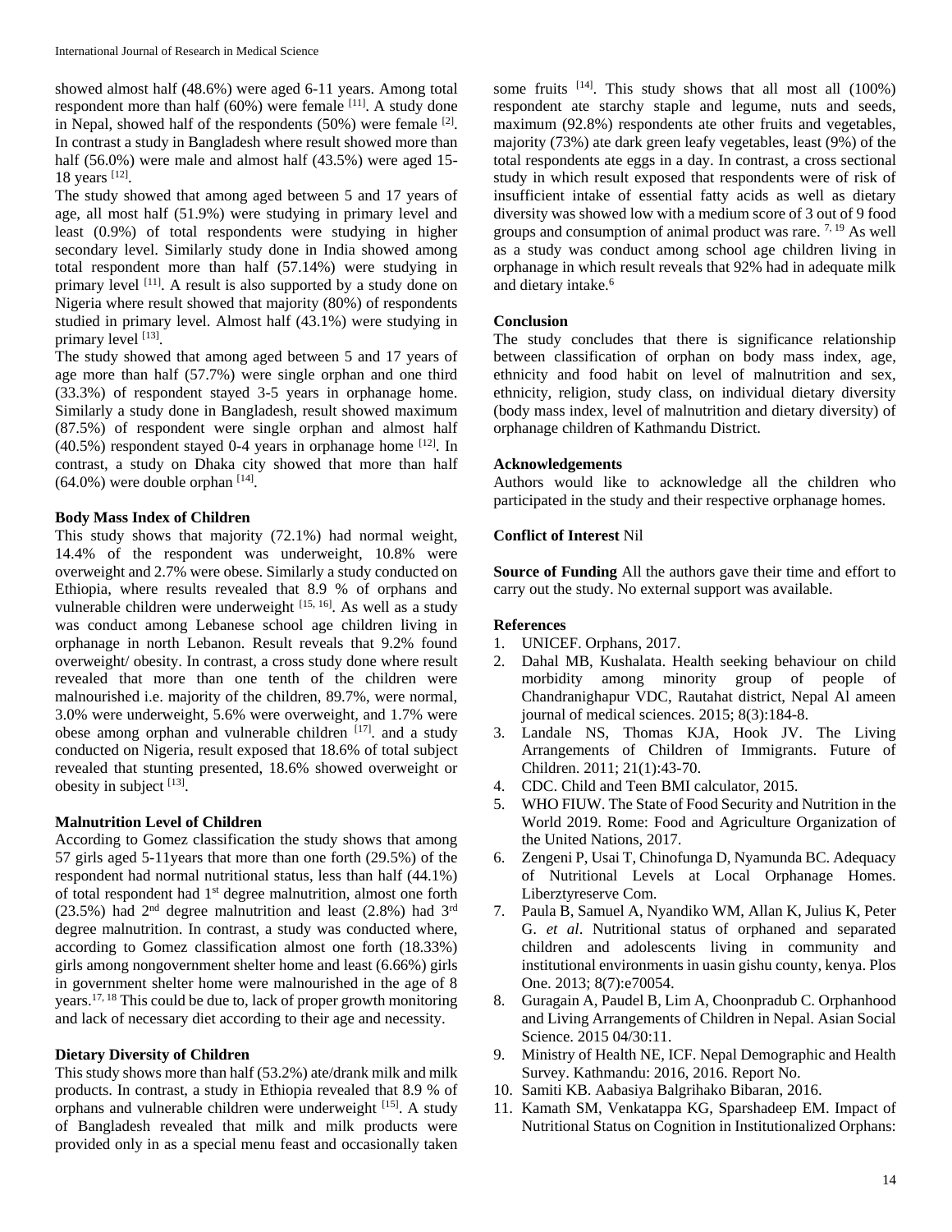showed almost half (48.6%) were aged 6-11 years. Among total respondent more than half (60%) were female [11]. A study done in Nepal, showed half of the respondents (50%) were female [2]. In contrast a study in Bangladesh where result showed more than half (56.0%) were male and almost half (43.5%) were aged 15-18 years [12].

The study showed that among aged between 5 and 17 years of age, all most half (51.9%) were studying in primary level and least (0.9%) of total respondents were studying in higher secondary level. Similarly study done in India showed among total respondent more than half (57.14%) were studying in primary level [11]. A result is also supported by a study done on Nigeria where result showed that majority (80%) of respondents studied in primary level. Almost half (43.1%) were studying in primary level [13].

The study showed that among aged between 5 and 17 years of age more than half (57.7%) were single orphan and one third (33.3%) of respondent stayed 3-5 years in orphanage home. Similarly a study done in Bangladesh, result showed maximum (87.5%) of respondent were single orphan and almost half (40.5%) respondent stayed 0-4 years in orphanage home [12]. In contrast, a study on Dhaka city showed that more than half (64.0%) were double orphan [14].

**Body Mass Index of Children**

This study shows that majority (72.1%) had normal weight, 14.4% of the respondent was underweight, 10.8% were overweight and 2.7% were obese. Similarly a study conducted on Ethiopia, where results revealed that 8.9 % of orphans and vulnerable children were underweight [15, 16]. As well as a study was conduct among Lebanese school age children living in orphanage in north Lebanon. Result reveals that 9.2% found overweight/ obesity. In contrast, a cross study done where result revealed that more than one tenth of the children were malnourished i.e. majority of the children, 89.7%, were normal, 3.0% were underweight, 5.6% were overweight, and 1.7% were obese among orphan and vulnerable children [17]. and a study conducted on Nigeria, result exposed that 18.6% of total subject revealed that stunting presented, 18.6% showed overweight or obesity in subject [13].

**Malnutrition Level of Children**

According to Gomez classification the study shows that among 57 girls aged 5-11years that more than one forth (29.5%) of the respondent had normal nutritional status, less than half (44.1%) of total respondent had 1st degree malnutrition, almost one forth (23.5%) had 2nd degree malnutrition and least (2.8%) had 3rd degree malnutrition. In contrast, a study was conducted where, according to Gomez classification almost one forth (18.33%) girls among nongovernment shelter home and least (6.66%) girls in government shelter home were malnourished in the age of 8 years.[17, 18] This could be due to, lack of proper growth monitoring and lack of necessary diet according to their age and necessity.

**Dietary Diversity of Children**

This study shows more than half (53.2%) ate/drank milk and milk products. In contrast, a study in Ethiopia revealed that 8.9 % of orphans and vulnerable children were underweight [15]. A study of Bangladesh revealed that milk and milk products were provided only in as a special menu feast and occasionally taken some fruits [14]. This study shows that all most all (100%) respondent ate starchy staple and legume, nuts and seeds, maximum (92.8%) respondents ate other fruits and vegetables, majority (73%) ate dark green leafy vegetables, least (9%) of the total respondents ate eggs in a day. In contrast, a cross sectional study in which result exposed that respondents were of risk of insufficient intake of essential fatty acids as well as dietary diversity was showed low with a medium score of 3 out of 9 food groups and consumption of animal product was rare. [7, 19] As well as a study was conduct among school age children living in orphanage in which result reveals that 92% had in adequate milk and dietary intake.[6]

**Conclusion**

The study concludes that there is significance relationship between classification of orphan on body mass index, age, ethnicity and food habit on level of malnutrition and sex, ethnicity, religion, study class, on individual dietary diversity (body mass index, level of malnutrition and dietary diversity) of orphanage children of Kathmandu District.

**Acknowledgements**

Authors would like to acknowledge all the children who participated in the study and their respective orphanage homes.

**Conflict of Interest** Nil

**Source of Funding** All the authors gave their time and effort to carry out the study. No external support was available.

**References**

1. UNICEF. Orphans, 2017.
2. Dahal MB, Kushalata. Health seeking behaviour on child morbidity among minority group of people of Chandranighapur VDC, Rautahat district, Nepal Al ameen journal of medical sciences. 2015; 8(3):184-8.
3. Landale NS, Thomas KJA, Hook JV. The Living Arrangements of Children of Immigrants. Future of Children. 2011; 21(1):43-70.
4. CDC. Child and Teen BMI calculator, 2015.
5. WHO FIUW. The State of Food Security and Nutrition in the World 2019. Rome: Food and Agriculture Organization of the United Nations, 2017.
6. Zengeni P, Usai T, Chinofunga D, Nyamunda BC. Adequacy of Nutritional Levels at Local Orphanage Homes. Liberztyreserve Com.
7. Paula B, Samuel A, Nyandiko WM, Allan K, Julius K, Peter G. *et al*. Nutritional status of orphaned and separated children and adolescents living in community and institutional environments in uasin gishu county, kenya. Plos One. 2013; 8(7):e70054.
8. Guragain A, Paudel B, Lim A, Choonpradub C. Orphanhood and Living Arrangements of Children in Nepal. Asian Social Science. 2015 04/30:11.
9. Ministry of Health NE, ICF. Nepal Demographic and Health Survey. Kathmandu: 2016, 2016. Report No.
10. Samiti KB. Aabasiya Balgrihako Bibaran, 2016.
11. Kamath SM, Venkatappa KG, Sparshadeep EM. Impact of Nutritional Status on Cognition in Institutionalized Orphans: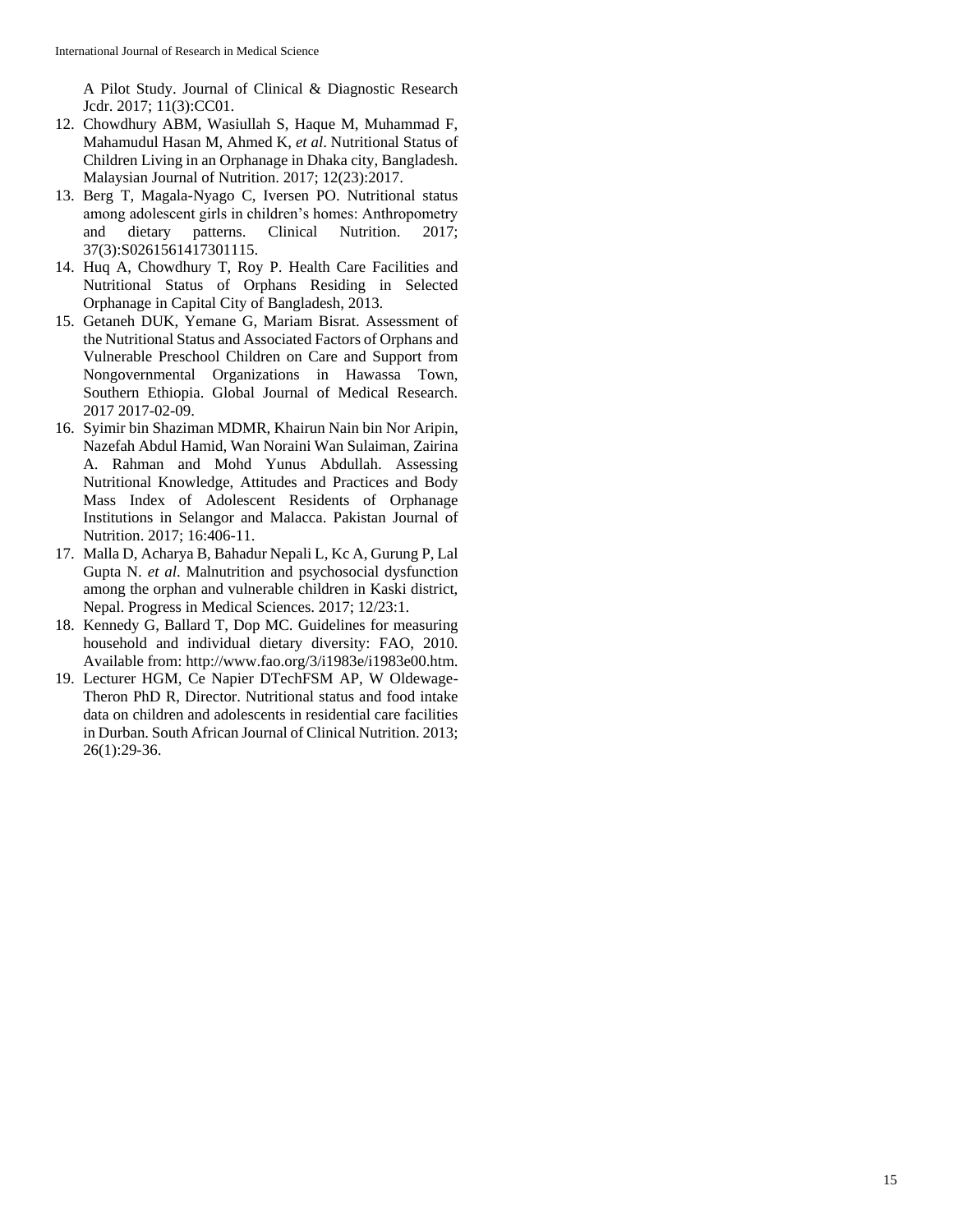A Pilot Study. Journal of Clinical & Diagnostic Research Jcdr. 2017; 11(3):CC01.

12. Chowdhury ABM, Wasiullah S, Haque M, Muhammad F, Mahamudul Hasan M, Ahmed K, *et al*. Nutritional Status of Children Living in an Orphanage in Dhaka city, Bangladesh. Malaysian Journal of Nutrition. 2017; 12(23):2017.
13. Berg T, Magala-Nyago C, Iversen PO. Nutritional status among adolescent girls in children's homes: Anthropometry and dietary patterns. Clinical Nutrition. 2017; 37(3):S0261561417301115.
14. Huq A, Chowdhury T, Roy P. Health Care Facilities and Nutritional Status of Orphans Residing in Selected Orphanage in Capital City of Bangladesh, 2013.
15. Getaneh DUK, Yemane G, Mariam Bisrat. Assessment of the Nutritional Status and Associated Factors of Orphans and Vulnerable Preschool Children on Care and Support from Nongovernmental Organizations in Hawassa Town, Southern Ethiopia. Global Journal of Medical Research. 2017 2017-02-09.
16. Syimir bin Shaziman MDMR, Khairun Nain bin Nor Aripin, Nazefah Abdul Hamid, Wan Noraini Wan Sulaiman, Zairina A. Rahman and Mohd Yunus Abdullah. Assessing Nutritional Knowledge, Attitudes and Practices and Body Mass Index of Adolescent Residents of Orphanage Institutions in Selangor and Malacca. Pakistan Journal of Nutrition. 2017; 16:406-11.
17. Malla D, Acharya B, Bahadur Nepali L, Kc A, Gurung P, Lal Gupta N. *et al*. Malnutrition and psychosocial dysfunction among the orphan and vulnerable children in Kaski district, Nepal. Progress in Medical Sciences. 2017; 12/23:1.
18. Kennedy G, Ballard T, Dop MC. Guidelines for measuring household and individual dietary diversity: FAO, 2010. Available from: http://www.fao.org/3/i1983e/i1983e00.htm.
19. Lecturer HGM, Ce Napier DTechFSM AP, W Oldewage-Theron PhD R, Director. Nutritional status and food intake data on children and adolescents in residential care facilities in Durban. South African Journal of Clinical Nutrition. 2013; 26(1):29-36.